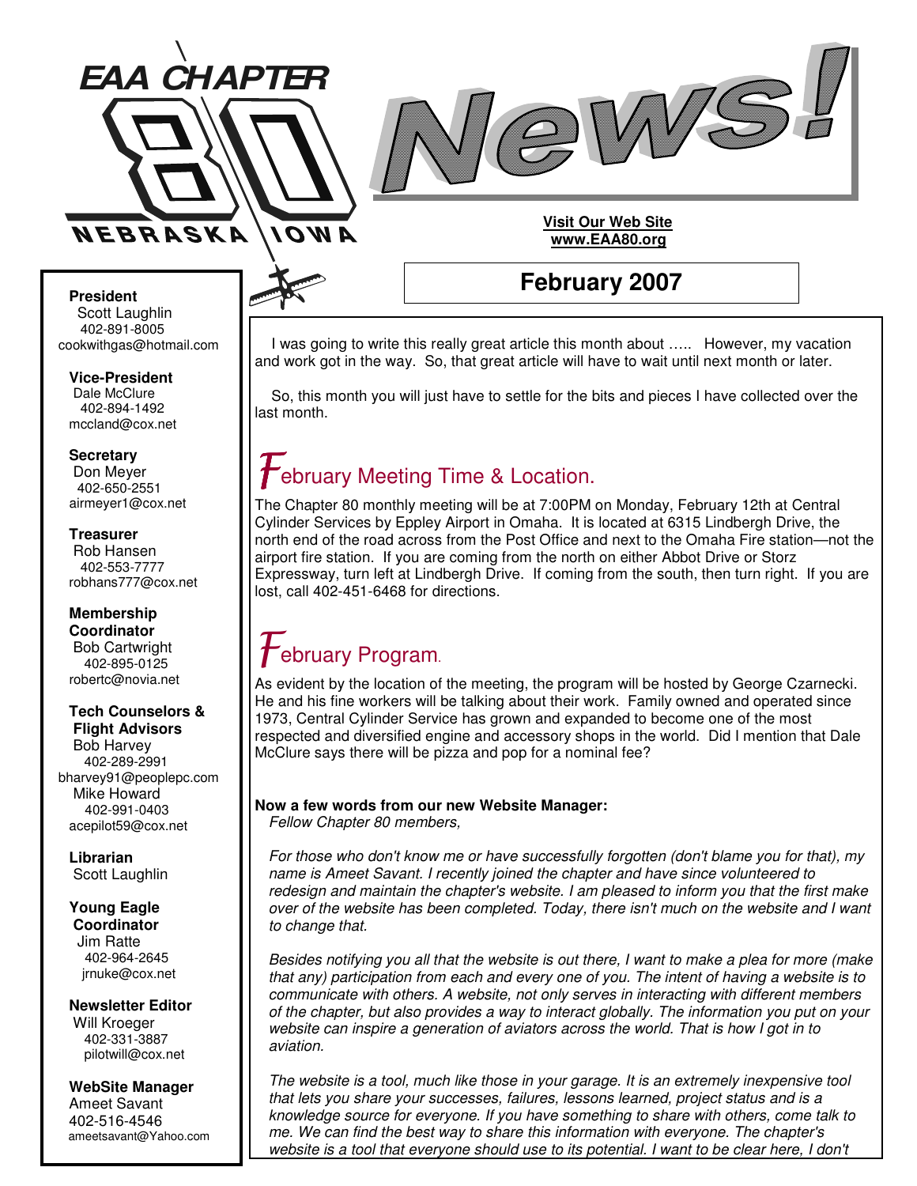# EAA CHAPTER 80 NEBRASKA IOWA

# News!

**Visit Our Web Site**
**www.EAA80.org**

## February 2007

**President**
Scott Laughlin
402-891-8005
cookwithgas@hotmail.com

**Vice-President**
Dale McClure
402-894-1492
mccland@cox.net

**Secretary**
Don Meyer
402-650-2551
airmeyer1@cox.net

**Treasurer**
Rob Hansen
402-553-7777
robhans777@cox.net

**Membership Coordinator**
Bob Cartwright
402-895-0125
robertc@novia.net

**Tech Counselors & Flight Advisors**
Bob Harvey
402-289-2991
bharvey91@peoplepc.com
Mike Howard
402-991-0403
acepilot59@cox.net

**Librarian**
Scott Laughlin

**Young Eagle Coordinator**
Jim Ratte
402-964-2645
jrnuke@cox.net

**Newsletter Editor**
Will Kroeger
402-331-3887
pilotwill@cox.net

**WebSite Manager**
Ameet Savant
402-516-4546
ameetsavant@Yahoo.com

I was going to write this really great article this month about ….. However, my vacation and work got in the way. So, that great article will have to wait until next month or later.

So, this month you will just have to settle for the bits and pieces I have collected over the last month.

## February Meeting Time & Location.

The Chapter 80 monthly meeting will be at 7:00PM on Monday, February 12th at Central Cylinder Services by Eppley Airport in Omaha. It is located at 6315 Lindbergh Drive, the north end of the road across from the Post Office and next to the Omaha Fire station—not the airport fire station. If you are coming from the north on either Abbot Drive or Storz Expressway, turn left at Lindbergh Drive. If coming from the south, then turn right. If you are lost, call 402-451-6468 for directions.

## February Program.

As evident by the location of the meeting, the program will be hosted by George Czarnecki. He and his fine workers will be talking about their work. Family owned and operated since 1973, Central Cylinder Service has grown and expanded to become one of the most respected and diversified engine and accessory shops in the world. Did I mention that Dale McClure says there will be pizza and pop for a nominal fee?

**Now a few words from our new Website Manager:**

*Fellow Chapter 80 members,*

*For those who don't know me or have successfully forgotten (don't blame you for that), my name is Ameet Savant. I recently joined the chapter and have since volunteered to redesign and maintain the chapter's website. I am pleased to inform you that the first make over of the website has been completed. Today, there isn't much on the website and I want to change that.*

*Besides notifying you all that the website is out there, I want to make a plea for more (make that any) participation from each and every one of you. The intent of having a website is to communicate with others. A website, not only serves in interacting with different members of the chapter, but also provides a way to interact globally. The information you put on your website can inspire a generation of aviators across the world. That is how I got in to aviation.*

*The website is a tool, much like those in your garage. It is an extremely inexpensive tool that lets you share your successes, failures, lessons learned, project status and is a knowledge source for everyone. If you have something to share with others, come talk to me. We can find the best way to share this information with everyone. The chapter's website is a tool that everyone should use to its potential. I want to be clear here, I don't*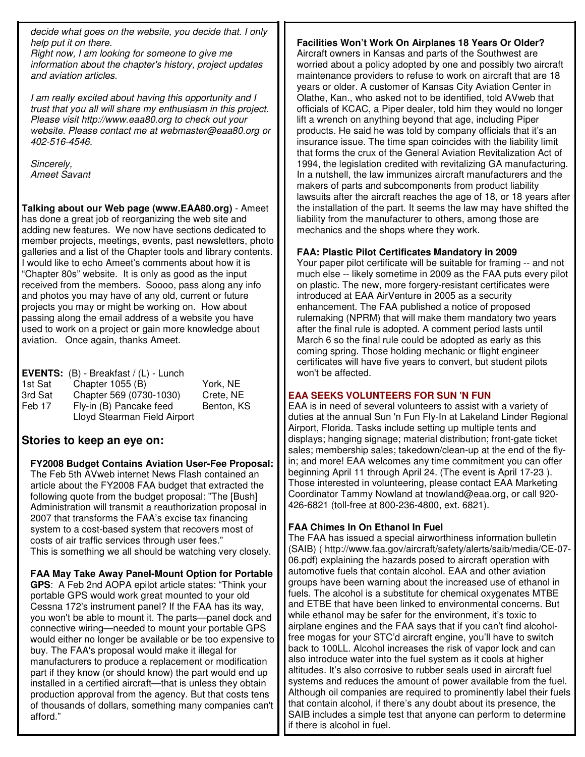*decide what goes on the website, you decide that. I only help put it on there.*
*Right now, I am looking for someone to give me information about the chapter's history, project updates and aviation articles.*

*I am really excited about having this opportunity and I trust that you all will share my enthusiasm in this project. Please visit http://www.eaa80.org to check out your website. Please contact me at webmaster@eaa80.org or 402-516-4546.*

*Sincerely,*
*Ameet Savant*

**Talking about our Web page (www.EAA80.org)** - Ameet has done a great job of reorganizing the web site and adding new features. We now have sections dedicated to member projects, meetings, events, past newsletters, photo galleries and a list of the Chapter tools and library contents. I would like to echo Ameet's comments about how it is "Chapter 80s" website. It is only as good as the input received from the members. Soooo, pass along any info and photos you may have of any old, current or future projects you may or might be working on. How about passing along the email address of a website you have used to work on a project or gain more knowledge about aviation. Once again, thanks Ameet.

**EVENTS:** (B) - Breakfast / (L) - Lunch

| | | |
|---|---|---|
| 1st Sat | Chapter 1055 (B) | York, NE |
| 3rd Sat | Chapter 569 (0730-1030) | Crete, NE |
| Feb 17 | Fly-in (B) Pancake feed Lloyd Stearman Field Airport | Benton, KS |

## Stories to keep an eye on:

**FY2008 Budget Contains Aviation User-Fee Proposal:** The Feb 5th AVweb internet News Flash contained an article about the FY2008 FAA budget that extracted the following quote from the budget proposal: "The [Bush] Administration will transmit a reauthorization proposal in 2007 that transforms the FAA's excise tax financing system to a cost-based system that recovers most of costs of air traffic services through user fees."
This is something we all should be watching very closely.

**FAA May Take Away Panel-Mount Option for Portable GPS**: A Feb 2nd AOPA epilot article states: "Think your portable GPS would work great mounted to your old Cessna 172's instrument panel? If the FAA has its way, you won't be able to mount it. The parts—panel dock and connective wiring—needed to mount your portable GPS would either no longer be available or be too expensive to buy. The FAA's proposal would make it illegal for manufacturers to produce a replacement or modification part if they know (or should know) the part would end up installed in a certified aircraft—that is unless they obtain production approval from the agency. But that costs tens of thousands of dollars, something many companies can't afford."

**Facilities Won't Work On Airplanes 18 Years Or Older?**
Aircraft owners in Kansas and parts of the Southwest are worried about a policy adopted by one and possibly two aircraft maintenance providers to refuse to work on aircraft that are 18 years or older. A customer of Kansas City Aviation Center in Olathe, Kan., who asked not to be identified, told AVweb that officials of KCAC, a Piper dealer, told him they would no longer lift a wrench on anything beyond that age, including Piper products. He said he was told by company officials that it's an insurance issue. The time span coincides with the liability limit that forms the crux of the General Aviation Revitalization Act of 1994, the legislation credited with revitalizing GA manufacturing. In a nutshell, the law immunizes aircraft manufacturers and the makers of parts and subcomponents from product liability lawsuits after the aircraft reaches the age of 18, or 18 years after the installation of the part. It seems the law may have shifted the liability from the manufacturer to others, among those are mechanics and the shops where they work.

**FAA: Plastic Pilot Certificates Mandatory in 2009**
Your paper pilot certificate will be suitable for framing -- and not much else -- likely sometime in 2009 as the FAA puts every pilot on plastic. The new, more forgery-resistant certificates were introduced at EAA AirVenture in 2005 as a security enhancement. The FAA published a notice of proposed rulemaking (NPRM) that will make them mandatory two years after the final rule is adopted. A comment period lasts until March 6 so the final rule could be adopted as early as this coming spring. Those holding mechanic or flight engineer certificates will have five years to convert, but student pilots won't be affected.

**EAA SEEKS VOLUNTEERS FOR SUN 'N FUN**
EAA is in need of several volunteers to assist with a variety of duties at the annual Sun 'n Fun Fly-In at Lakeland Linder Regional Airport, Florida. Tasks include setting up multiple tents and displays; hanging signage; material distribution; front-gate ticket sales; membership sales; takedown/clean-up at the end of the fly-in; and more! EAA welcomes any time commitment you can offer beginning April 11 through April 24. (The event is April 17-23 ). Those interested in volunteering, please contact EAA Marketing Coordinator Tammy Nowland at tnowland@eaa.org, or call 920-426-6821 (toll-free at 800-236-4800, ext. 6821).

**FAA Chimes In On Ethanol In Fuel**
The FAA has issued a special airworthiness information bulletin (SAIB) ( http://www.faa.gov/aircraft/safety/alerts/saib/media/CE-07-06.pdf) explaining the hazards posed to aircraft operation with automotive fuels that contain alcohol. EAA and other aviation groups have been warning about the increased use of ethanol in fuels. The alcohol is a substitute for chemical oxygenates MTBE and ETBE that have been linked to environmental concerns. But while ethanol may be safer for the environment, it's toxic to airplane engines and the FAA says that if you can't find alcohol-free mogas for your STC'd aircraft engine, you'll have to switch back to 100LL. Alcohol increases the risk of vapor lock and can also introduce water into the fuel system as it cools at higher altitudes. It's also corrosive to rubber seals used in aircraft fuel systems and reduces the amount of power available from the fuel. Although oil companies are required to prominently label their fuels that contain alcohol, if there's any doubt about its presence, the SAIB includes a simple test that anyone can perform to determine if there is alcohol in fuel.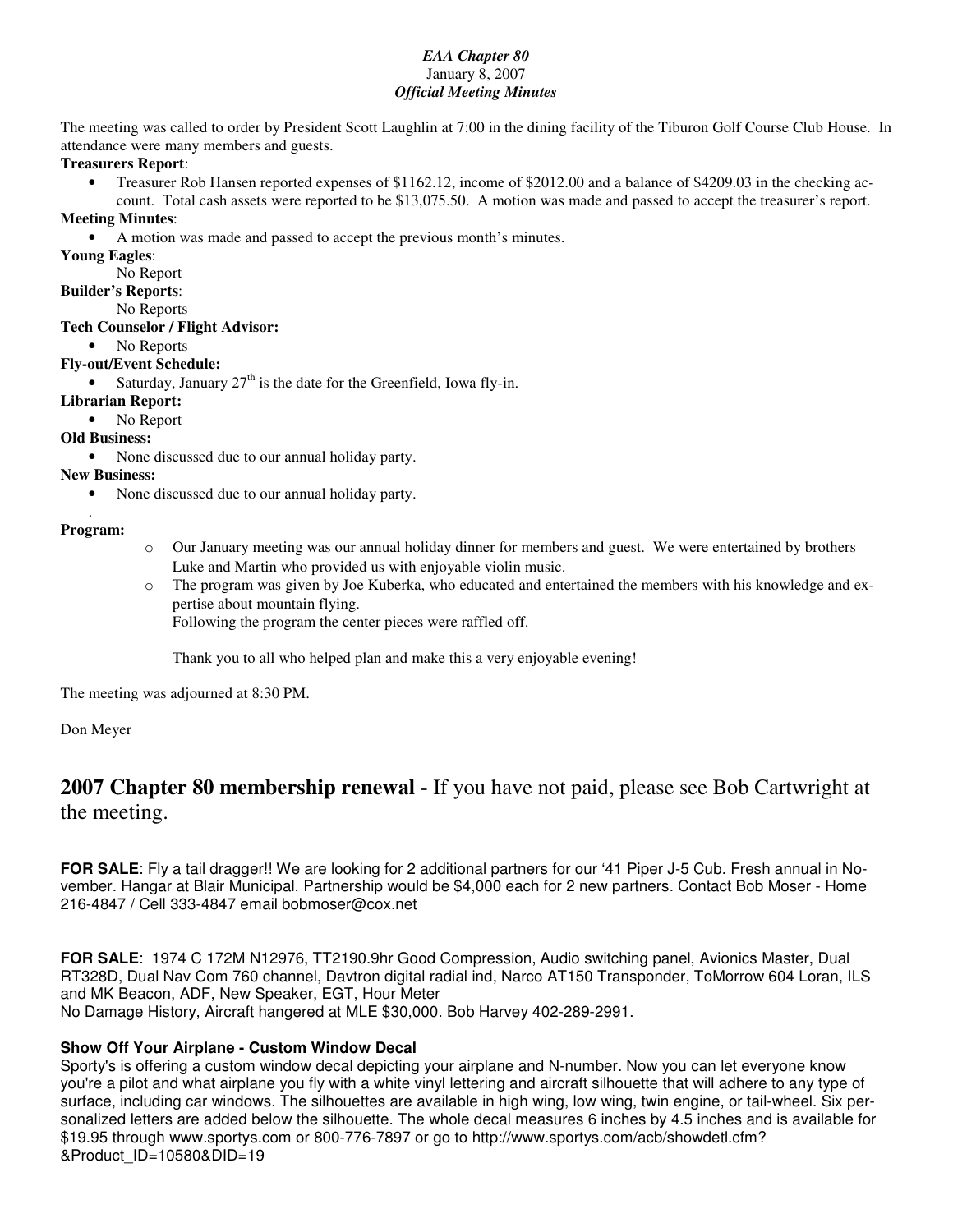*EAA Chapter 80*
January 8, 2007
***Official Meeting Minutes***

The meeting was called to order by President Scott Laughlin at 7:00 in the dining facility of the Tiburon Golf Course Club House. In attendance were many members and guests.

**Treasurers Report**:

- Treasurer Rob Hansen reported expenses of $1162.12, income of $2012.00 and a balance of $4209.03 in the checking account. Total cash assets were reported to be $13,075.50. A motion was made and passed to accept the treasurer's report.

**Meeting Minutes**:

- A motion was made and passed to accept the previous month's minutes.

**Young Eagles**:

No Report

**Builder's Reports**:

No Reports

**Tech Counselor / Flight Advisor:**

- No Reports

**Fly-out/Event Schedule:**

- Saturday, January 27th is the date for the Greenfield, Iowa fly-in.

**Librarian Report:**

- No Report

**Old Business:**

- None discussed due to our annual holiday party.

**New Business:**

- None discussed due to our annual holiday party.

.

**Program:**

- Our January meeting was our annual holiday dinner for members and guest. We were entertained by brothers Luke and Martin who provided us with enjoyable violin music.
- The program was given by Joe Kuberka, who educated and entertained the members with his knowledge and expertise about mountain flying.
  Following the program the center pieces were raffled off.

  Thank you to all who helped plan and make this a very enjoyable evening!

The meeting was adjourned at 8:30 PM.

Don Meyer

## **2007 Chapter 80 membership renewal** - If you have not paid, please see Bob Cartwright at the meeting.

**FOR SALE**: Fly a tail dragger!! We are looking for 2 additional partners for our '41 Piper J-5 Cub. Fresh annual in November. Hangar at Blair Municipal. Partnership would be $4,000 each for 2 new partners. Contact Bob Moser - Home 216-4847 / Cell 333-4847 email bobmoser@cox.net

**FOR SALE**: 1974 C 172M N12976, TT2190.9hr Good Compression, Audio switching panel, Avionics Master, Dual RT328D, Dual Nav Com 760 channel, Davtron digital radial ind, Narco AT150 Transponder, ToMorrow 604 Loran, ILS and MK Beacon, ADF, New Speaker, EGT, Hour Meter
No Damage History, Aircraft hangered at MLE $30,000. Bob Harvey 402-289-2991.

**Show Off Your Airplane - Custom Window Decal**

Sporty's is offering a custom window decal depicting your airplane and N-number. Now you can let everyone know you're a pilot and what airplane you fly with a white vinyl lettering and aircraft silhouette that will adhere to any type of surface, including car windows. The silhouettes are available in high wing, low wing, twin engine, or tail-wheel. Six personalized letters are added below the silhouette. The whole decal measures 6 inches by 4.5 inches and is available for $19.95 through www.sportys.com or 800-776-7897 or go to http://www.sportys.com/acb/showdetl.cfm?&Product_ID=10580&DID=19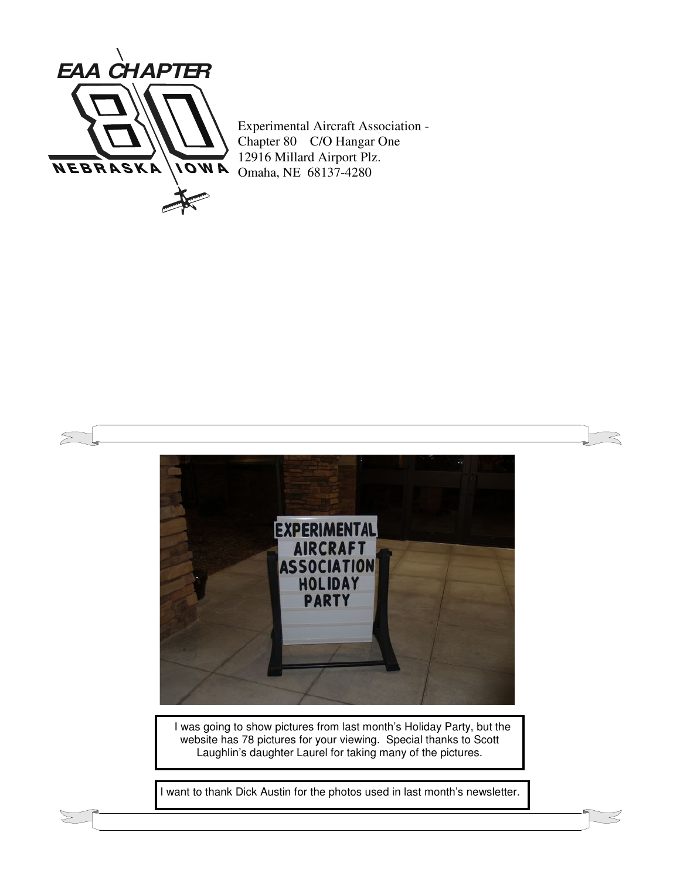Experimental Aircraft Association -
Chapter 80    C/O Hangar One
12916 Millard Airport Plz.
Omaha, NE  68137-4280

I was going to show pictures from last month's Holiday Party, but the website has 78 pictures for your viewing. Special thanks to Scott Laughlin's daughter Laurel for taking many of the pictures.

I want to thank Dick Austin for the photos used in last month's newsletter.